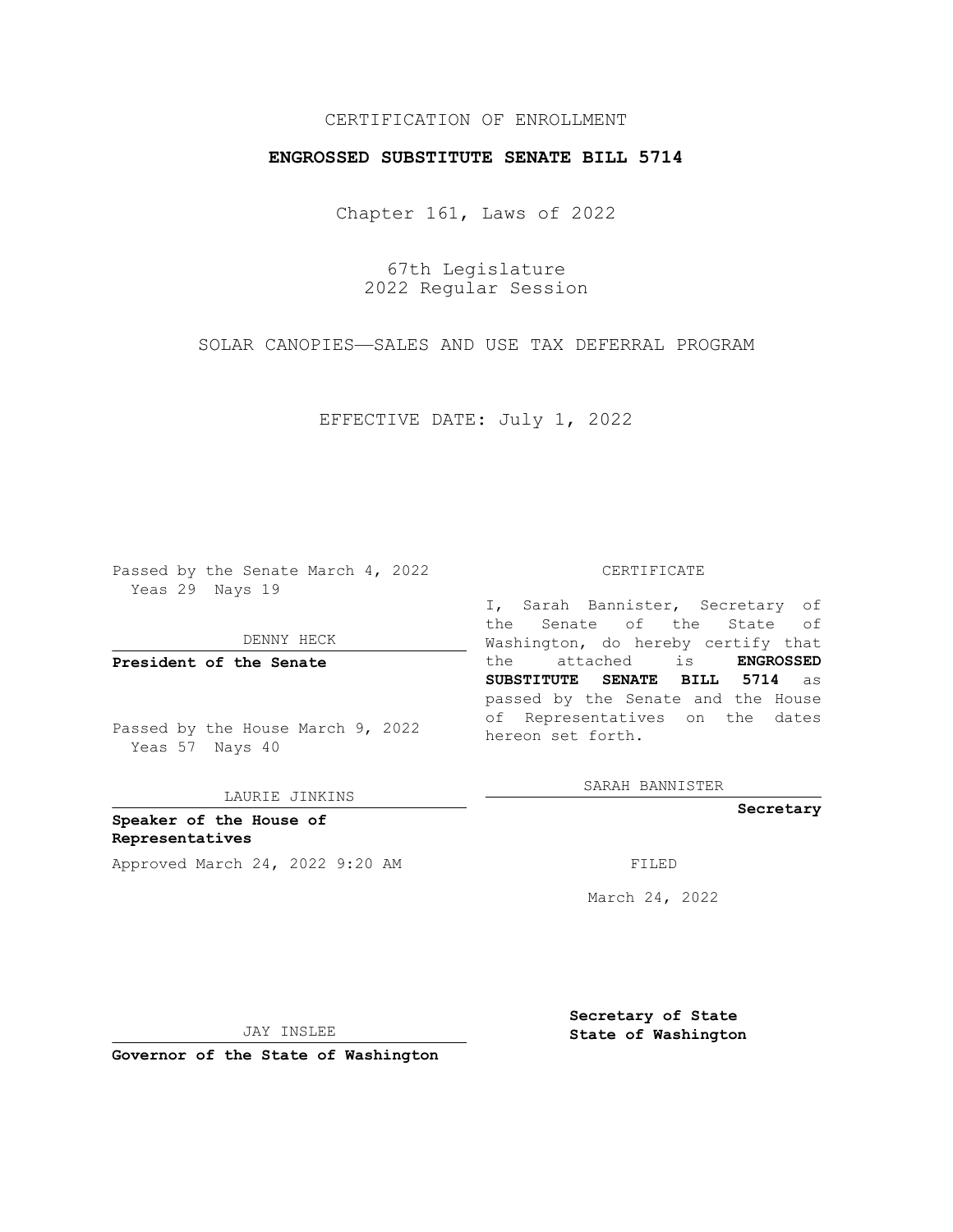CERTIFICATION OF ENROLLMENT

**ENGROSSED SUBSTITUTE SENATE BILL 5714**

Chapter 161, Laws of 2022

67th Legislature
2022 Regular Session

SOLAR CANOPIES—SALES AND USE TAX DEFERRAL PROGRAM

EFFECTIVE DATE: July 1, 2022

Passed by the Senate March 4, 2022
Yeas 29 Nays 19

DENNY HECK

**President of the Senate**

Passed by the House March 9, 2022
Yeas 57 Nays 40

LAURIE JINKINS

**Speaker of the House of Representatives**

Approved March 24, 2022 9:20 AM

JAY INSLEE

**Governor of the State of Washington**

CERTIFICATE

I, Sarah Bannister, Secretary of the Senate of the State of Washington, do hereby certify that the attached is **ENGROSSED SUBSTITUTE SENATE BILL 5714** as passed by the Senate and the House of Representatives on the dates hereon set forth.

SARAH BANNISTER

**Secretary**

FILED

March 24, 2022

**Secretary of State**
**State of Washington**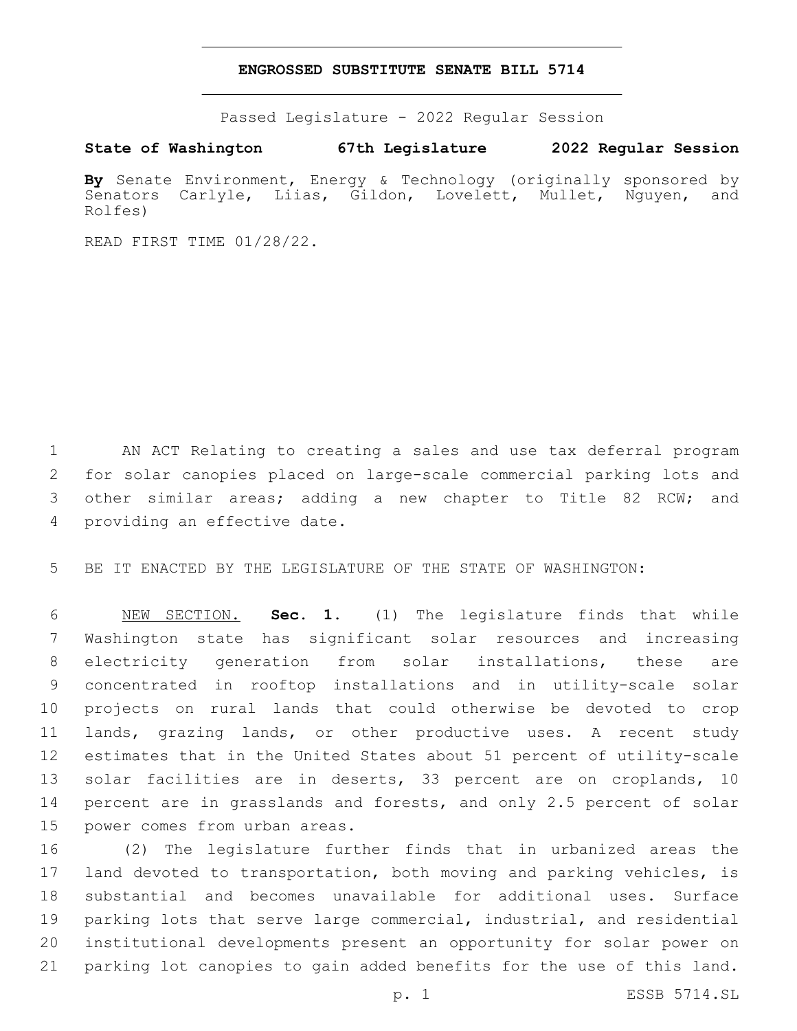**ENGROSSED SUBSTITUTE SENATE BILL 5714**

Passed Legislature - 2022 Regular Session

**State of Washington 67th Legislature 2022 Regular Session**

**By** Senate Environment, Energy & Technology (originally sponsored by Senators Carlyle, Liias, Gildon, Lovelett, Mullet, Nguyen, and Rolfes)

READ FIRST TIME 01/28/22.

AN ACT Relating to creating a sales and use tax deferral program for solar canopies placed on large-scale commercial parking lots and other similar areas; adding a new chapter to Title 82 RCW; and providing an effective date.

BE IT ENACTED BY THE LEGISLATURE OF THE STATE OF WASHINGTON:

NEW SECTION. **Sec. 1.** (1) The legislature finds that while Washington state has significant solar resources and increasing electricity generation from solar installations, these are concentrated in rooftop installations and in utility-scale solar projects on rural lands that could otherwise be devoted to crop lands, grazing lands, or other productive uses. A recent study estimates that in the United States about 51 percent of utility-scale solar facilities are in deserts, 33 percent are on croplands, 10 percent are in grasslands and forests, and only 2.5 percent of solar power comes from urban areas.

(2) The legislature further finds that in urbanized areas the land devoted to transportation, both moving and parking vehicles, is substantial and becomes unavailable for additional uses. Surface parking lots that serve large commercial, industrial, and residential institutional developments present an opportunity for solar power on parking lot canopies to gain added benefits for the use of this land.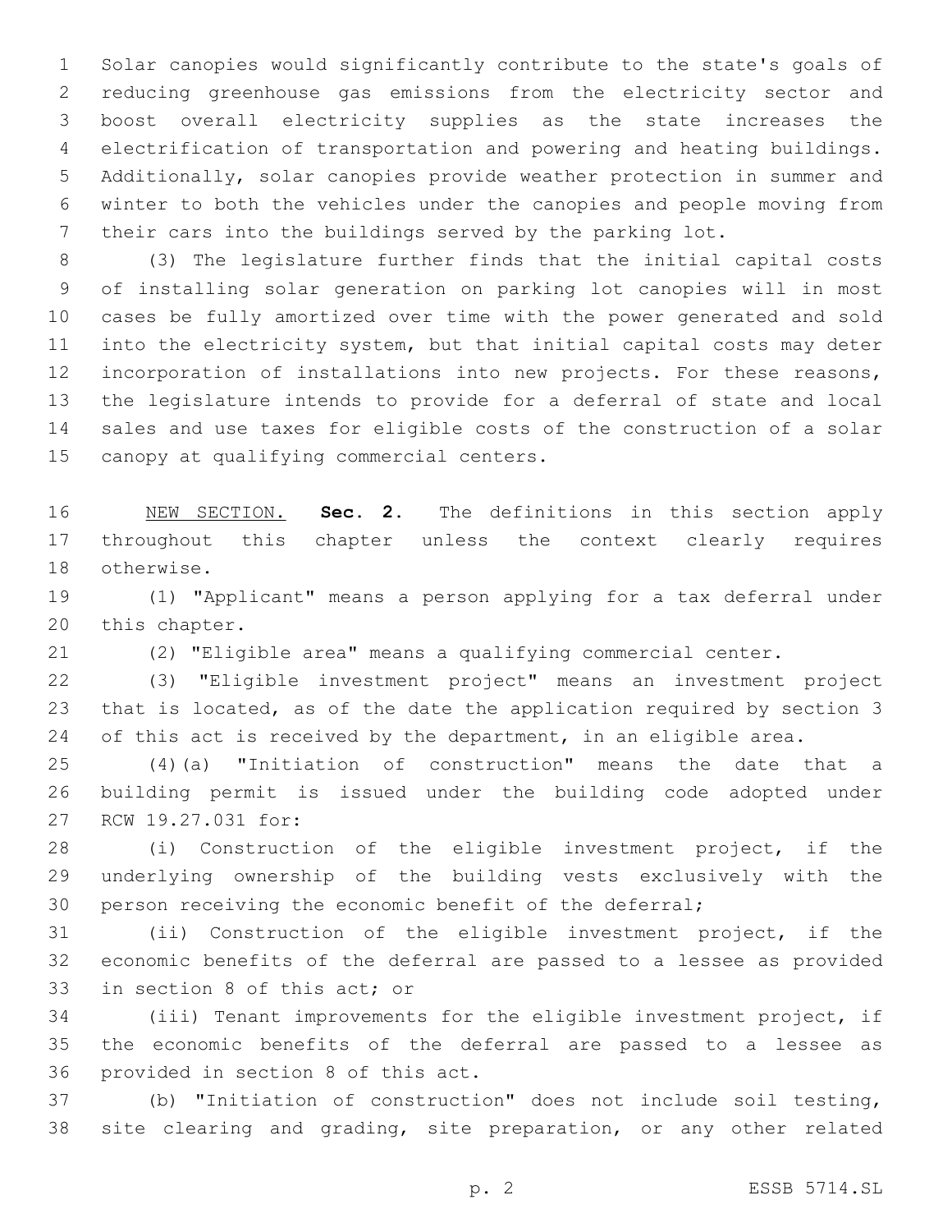Solar canopies would significantly contribute to the state's goals of reducing greenhouse gas emissions from the electricity sector and boost overall electricity supplies as the state increases the electrification of transportation and powering and heating buildings. Additionally, solar canopies provide weather protection in summer and winter to both the vehicles under the canopies and people moving from their cars into the buildings served by the parking lot.

(3) The legislature further finds that the initial capital costs of installing solar generation on parking lot canopies will in most cases be fully amortized over time with the power generated and sold into the electricity system, but that initial capital costs may deter incorporation of installations into new projects. For these reasons, the legislature intends to provide for a deferral of state and local sales and use taxes for eligible costs of the construction of a solar canopy at qualifying commercial centers.

NEW SECTION. **Sec. 2.** The definitions in this section apply throughout this chapter unless the context clearly requires otherwise.

(1) "Applicant" means a person applying for a tax deferral under this chapter.

(2) "Eligible area" means a qualifying commercial center.

(3) "Eligible investment project" means an investment project that is located, as of the date the application required by section 3 of this act is received by the department, in an eligible area.

(4)(a) "Initiation of construction" means the date that a building permit is issued under the building code adopted under RCW 19.27.031 for:

(i) Construction of the eligible investment project, if the underlying ownership of the building vests exclusively with the person receiving the economic benefit of the deferral;

(ii) Construction of the eligible investment project, if the economic benefits of the deferral are passed to a lessee as provided in section 8 of this act; or

(iii) Tenant improvements for the eligible investment project, if the economic benefits of the deferral are passed to a lessee as provided in section 8 of this act.

(b) "Initiation of construction" does not include soil testing, site clearing and grading, site preparation, or any other related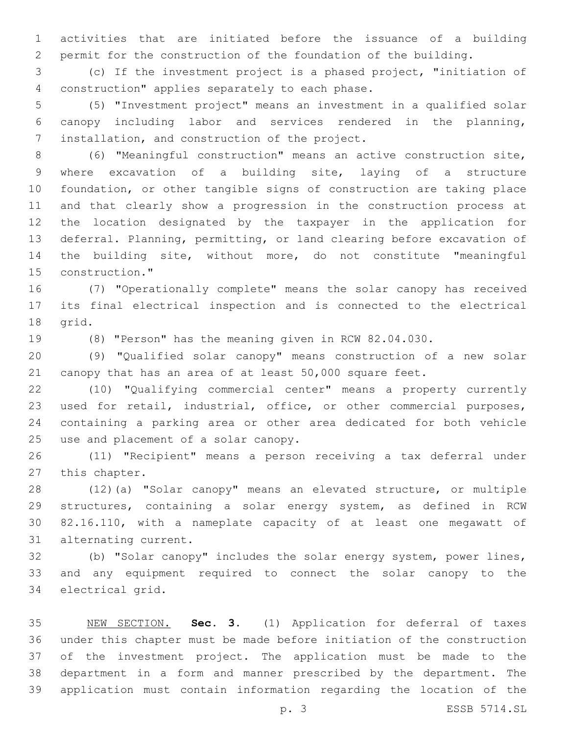activities that are initiated before the issuance of a building permit for the construction of the foundation of the building.

(c) If the investment project is a phased project, "initiation of construction" applies separately to each phase.

(5) "Investment project" means an investment in a qualified solar canopy including labor and services rendered in the planning, installation, and construction of the project.

(6) "Meaningful construction" means an active construction site, where excavation of a building site, laying of a structure foundation, or other tangible signs of construction are taking place and that clearly show a progression in the construction process at the location designated by the taxpayer in the application for deferral. Planning, permitting, or land clearing before excavation of the building site, without more, do not constitute "meaningful construction."

(7) "Operationally complete" means the solar canopy has received its final electrical inspection and is connected to the electrical grid.

(8) "Person" has the meaning given in RCW 82.04.030.

(9) "Qualified solar canopy" means construction of a new solar canopy that has an area of at least 50,000 square feet.

(10) "Qualifying commercial center" means a property currently used for retail, industrial, office, or other commercial purposes, containing a parking area or other area dedicated for both vehicle use and placement of a solar canopy.

(11) "Recipient" means a person receiving a tax deferral under this chapter.

(12)(a) "Solar canopy" means an elevated structure, or multiple structures, containing a solar energy system, as defined in RCW 82.16.110, with a nameplate capacity of at least one megawatt of alternating current.

(b) "Solar canopy" includes the solar energy system, power lines, and any equipment required to connect the solar canopy to the electrical grid.

NEW SECTION. **Sec. 3.** (1) Application for deferral of taxes under this chapter must be made before initiation of the construction of the investment project. The application must be made to the department in a form and manner prescribed by the department. The application must contain information regarding the location of the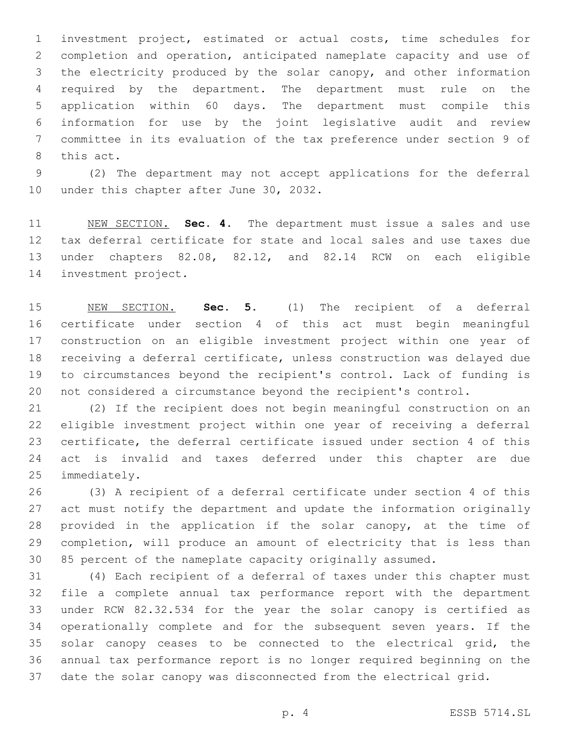investment project, estimated or actual costs, time schedules for completion and operation, anticipated nameplate capacity and use of the electricity produced by the solar canopy, and other information required by the department. The department must rule on the application within 60 days. The department must compile this information for use by the joint legislative audit and review committee in its evaluation of the tax preference under section 9 of this act.

(2) The department may not accept applications for the deferral under this chapter after June 30, 2032.

NEW SECTION. **Sec. 4.** The department must issue a sales and use tax deferral certificate for state and local sales and use taxes due under chapters 82.08, 82.12, and 82.14 RCW on each eligible investment project.

NEW SECTION. **Sec. 5.** (1) The recipient of a deferral certificate under section 4 of this act must begin meaningful construction on an eligible investment project within one year of receiving a deferral certificate, unless construction was delayed due to circumstances beyond the recipient's control. Lack of funding is not considered a circumstance beyond the recipient's control.

(2) If the recipient does not begin meaningful construction on an eligible investment project within one year of receiving a deferral certificate, the deferral certificate issued under section 4 of this act is invalid and taxes deferred under this chapter are due immediately.

(3) A recipient of a deferral certificate under section 4 of this act must notify the department and update the information originally provided in the application if the solar canopy, at the time of completion, will produce an amount of electricity that is less than 85 percent of the nameplate capacity originally assumed.

(4) Each recipient of a deferral of taxes under this chapter must file a complete annual tax performance report with the department under RCW 82.32.534 for the year the solar canopy is certified as operationally complete and for the subsequent seven years. If the solar canopy ceases to be connected to the electrical grid, the annual tax performance report is no longer required beginning on the date the solar canopy was disconnected from the electrical grid.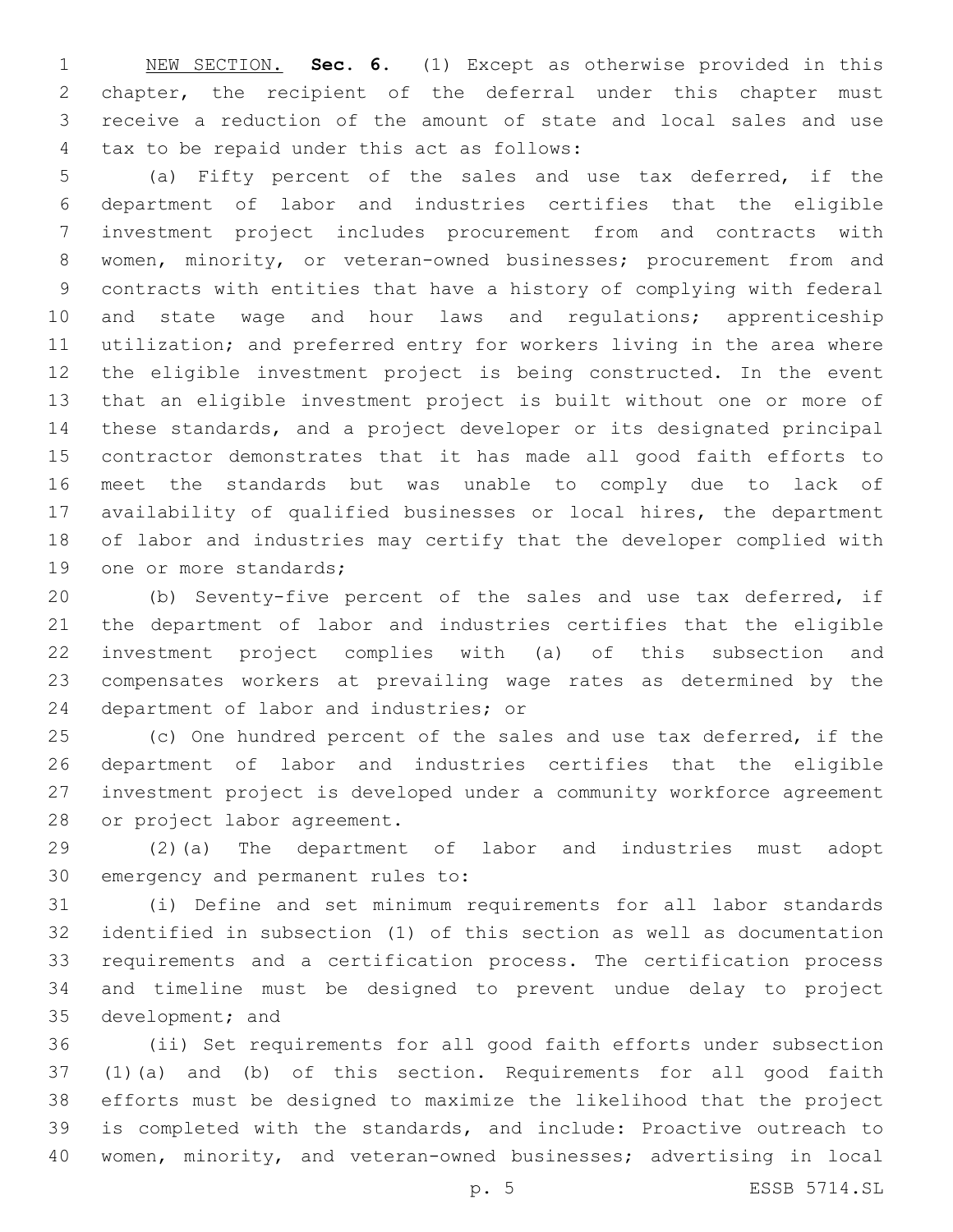NEW SECTION. **Sec. 6.** (1) Except as otherwise provided in this chapter, the recipient of the deferral under this chapter must receive a reduction of the amount of state and local sales and use tax to be repaid under this act as follows:

(a) Fifty percent of the sales and use tax deferred, if the department of labor and industries certifies that the eligible investment project includes procurement from and contracts with women, minority, or veteran-owned businesses; procurement from and contracts with entities that have a history of complying with federal and state wage and hour laws and regulations; apprenticeship utilization; and preferred entry for workers living in the area where the eligible investment project is being constructed. In the event that an eligible investment project is built without one or more of these standards, and a project developer or its designated principal contractor demonstrates that it has made all good faith efforts to meet the standards but was unable to comply due to lack of availability of qualified businesses or local hires, the department of labor and industries may certify that the developer complied with one or more standards;

(b) Seventy-five percent of the sales and use tax deferred, if the department of labor and industries certifies that the eligible investment project complies with (a) of this subsection and compensates workers at prevailing wage rates as determined by the department of labor and industries; or

(c) One hundred percent of the sales and use tax deferred, if the department of labor and industries certifies that the eligible investment project is developed under a community workforce agreement or project labor agreement.

(2)(a) The department of labor and industries must adopt emergency and permanent rules to:

(i) Define and set minimum requirements for all labor standards identified in subsection (1) of this section as well as documentation requirements and a certification process. The certification process and timeline must be designed to prevent undue delay to project development; and

(ii) Set requirements for all good faith efforts under subsection (1)(a) and (b) of this section. Requirements for all good faith efforts must be designed to maximize the likelihood that the project is completed with the standards, and include: Proactive outreach to women, minority, and veteran-owned businesses; advertising in local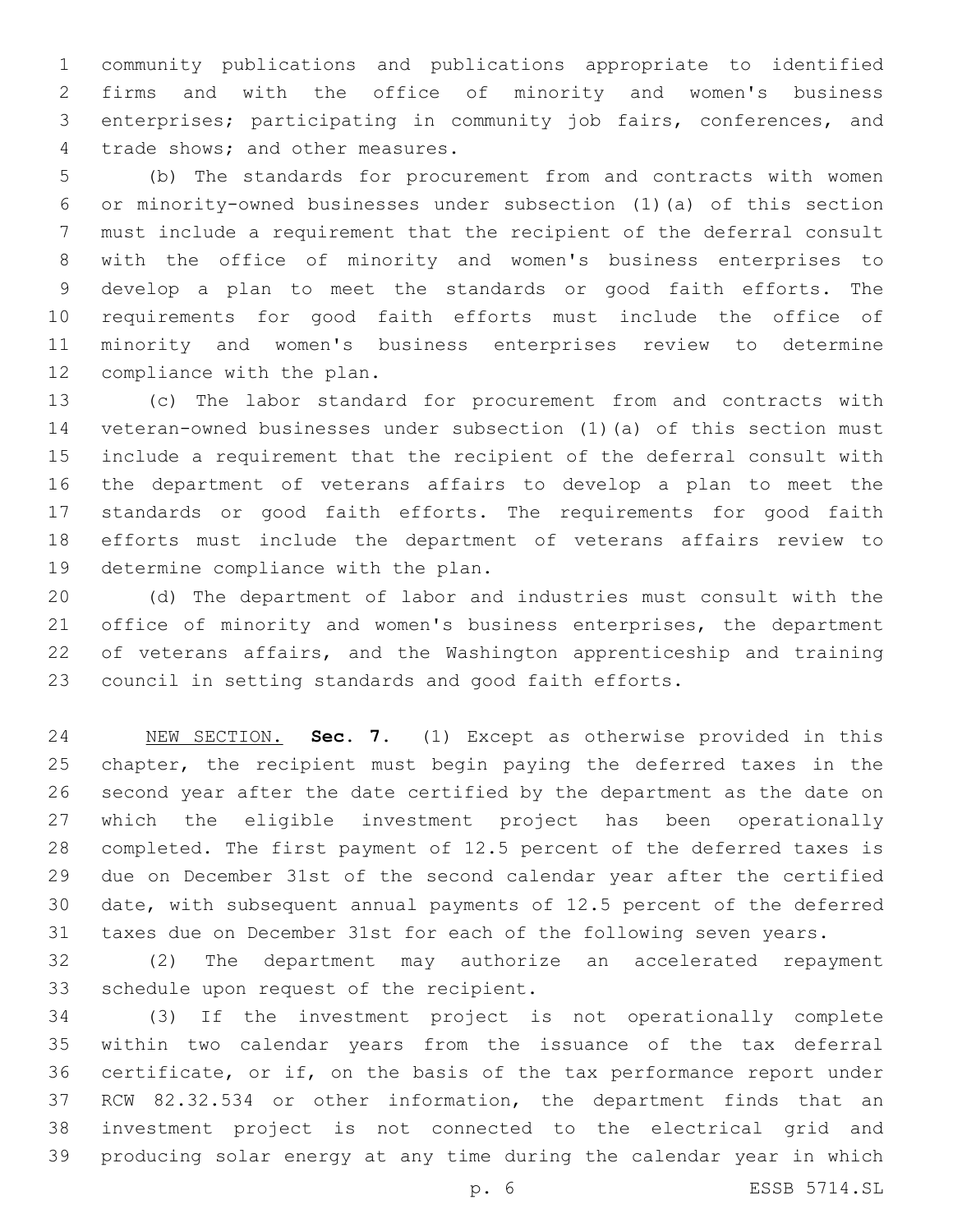community publications and publications appropriate to identified firms and with the office of minority and women's business enterprises; participating in community job fairs, conferences, and trade shows; and other measures.

(b) The standards for procurement from and contracts with women or minority-owned businesses under subsection (1)(a) of this section must include a requirement that the recipient of the deferral consult with the office of minority and women's business enterprises to develop a plan to meet the standards or good faith efforts. The requirements for good faith efforts must include the office of minority and women's business enterprises review to determine compliance with the plan.

(c) The labor standard for procurement from and contracts with veteran-owned businesses under subsection (1)(a) of this section must include a requirement that the recipient of the deferral consult with the department of veterans affairs to develop a plan to meet the standards or good faith efforts. The requirements for good faith efforts must include the department of veterans affairs review to determine compliance with the plan.

(d) The department of labor and industries must consult with the office of minority and women's business enterprises, the department of veterans affairs, and the Washington apprenticeship and training council in setting standards and good faith efforts.

NEW SECTION. **Sec. 7.** (1) Except as otherwise provided in this chapter, the recipient must begin paying the deferred taxes in the second year after the date certified by the department as the date on which the eligible investment project has been operationally completed. The first payment of 12.5 percent of the deferred taxes is due on December 31st of the second calendar year after the certified date, with subsequent annual payments of 12.5 percent of the deferred taxes due on December 31st for each of the following seven years.

(2) The department may authorize an accelerated repayment schedule upon request of the recipient.

(3) If the investment project is not operationally complete within two calendar years from the issuance of the tax deferral certificate, or if, on the basis of the tax performance report under RCW 82.32.534 or other information, the department finds that an investment project is not connected to the electrical grid and producing solar energy at any time during the calendar year in which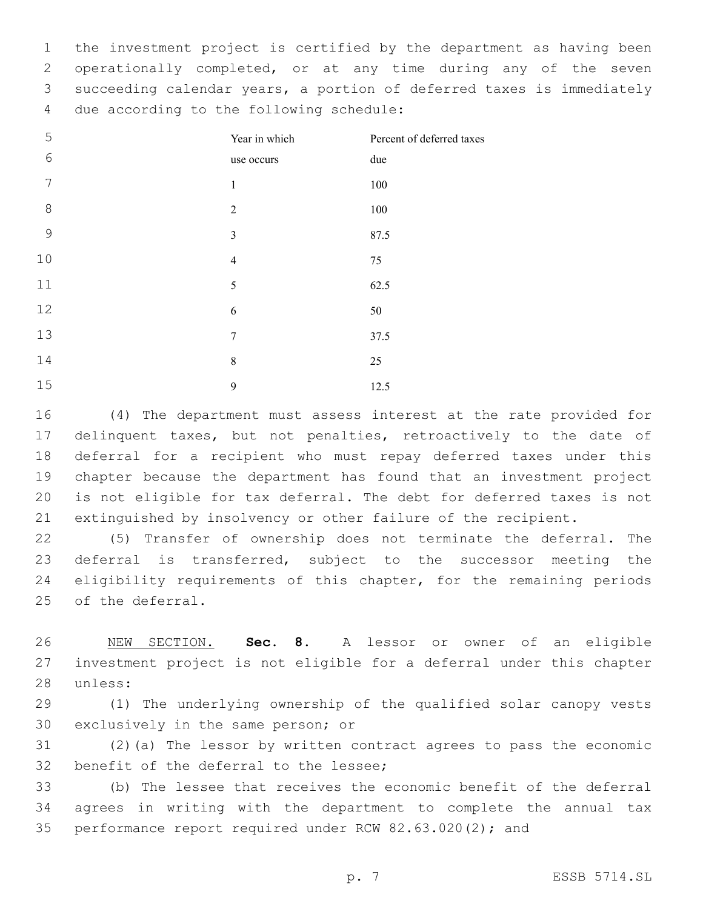the investment project is certified by the department as having been operationally completed, or at any time during any of the seven succeeding calendar years, a portion of deferred taxes is immediately due according to the following schedule:

| Year in which use occurs | Percent of deferred taxes due |
| --- | --- |
| 1 | 100 |
| 2 | 100 |
| 3 | 87.5 |
| 4 | 75 |
| 5 | 62.5 |
| 6 | 50 |
| 7 | 37.5 |
| 8 | 25 |
| 9 | 12.5 |

(4) The department must assess interest at the rate provided for delinquent taxes, but not penalties, retroactively to the date of deferral for a recipient who must repay deferred taxes under this chapter because the department has found that an investment project is not eligible for tax deferral. The debt for deferred taxes is not extinguished by insolvency or other failure of the recipient.

(5) Transfer of ownership does not terminate the deferral. The deferral is transferred, subject to the successor meeting the eligibility requirements of this chapter, for the remaining periods of the deferral.

NEW SECTION. **Sec. 8.** A lessor or owner of an eligible investment project is not eligible for a deferral under this chapter unless:

(1) The underlying ownership of the qualified solar canopy vests exclusively in the same person; or

(2)(a) The lessor by written contract agrees to pass the economic benefit of the deferral to the lessee;

(b) The lessee that receives the economic benefit of the deferral agrees in writing with the department to complete the annual tax performance report required under RCW 82.63.020(2); and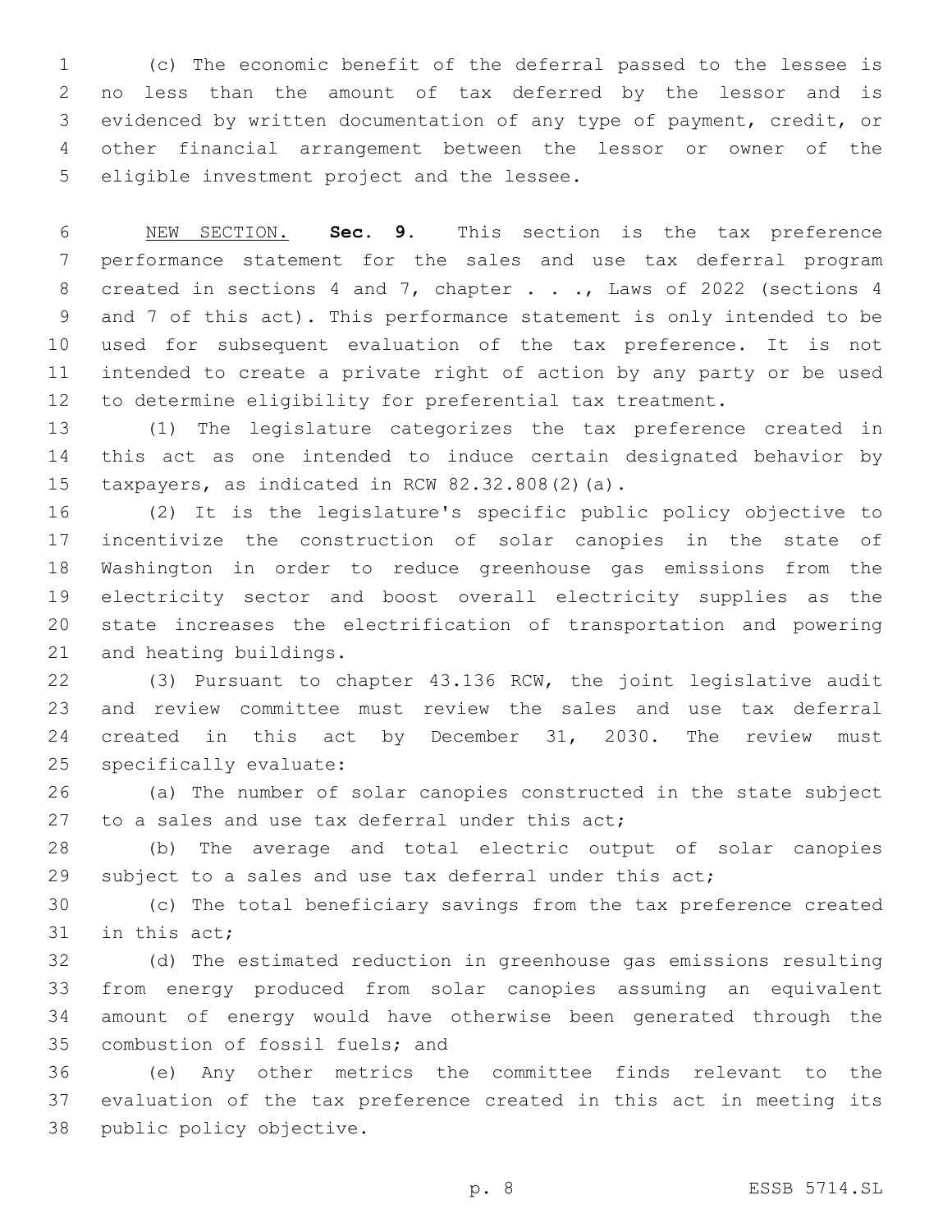(c) The economic benefit of the deferral passed to the lessee is no less than the amount of tax deferred by the lessor and is evidenced by written documentation of any type of payment, credit, or other financial arrangement between the lessor or owner of the eligible investment project and the lessee.

NEW SECTION. **Sec. 9.** This section is the tax preference performance statement for the sales and use tax deferral program created in sections 4 and 7, chapter . . ., Laws of 2022 (sections 4 and 7 of this act). This performance statement is only intended to be used for subsequent evaluation of the tax preference. It is not intended to create a private right of action by any party or be used to determine eligibility for preferential tax treatment.

(1) The legislature categorizes the tax preference created in this act as one intended to induce certain designated behavior by taxpayers, as indicated in RCW 82.32.808(2)(a).

(2) It is the legislature's specific public policy objective to incentivize the construction of solar canopies in the state of Washington in order to reduce greenhouse gas emissions from the electricity sector and boost overall electricity supplies as the state increases the electrification of transportation and powering and heating buildings.

(3) Pursuant to chapter 43.136 RCW, the joint legislative audit and review committee must review the sales and use tax deferral created in this act by December 31, 2030. The review must specifically evaluate:

(a) The number of solar canopies constructed in the state subject to a sales and use tax deferral under this act;

(b) The average and total electric output of solar canopies subject to a sales and use tax deferral under this act;

(c) The total beneficiary savings from the tax preference created in this act;

(d) The estimated reduction in greenhouse gas emissions resulting from energy produced from solar canopies assuming an equivalent amount of energy would have otherwise been generated through the combustion of fossil fuels; and

(e) Any other metrics the committee finds relevant to the evaluation of the tax preference created in this act in meeting its public policy objective.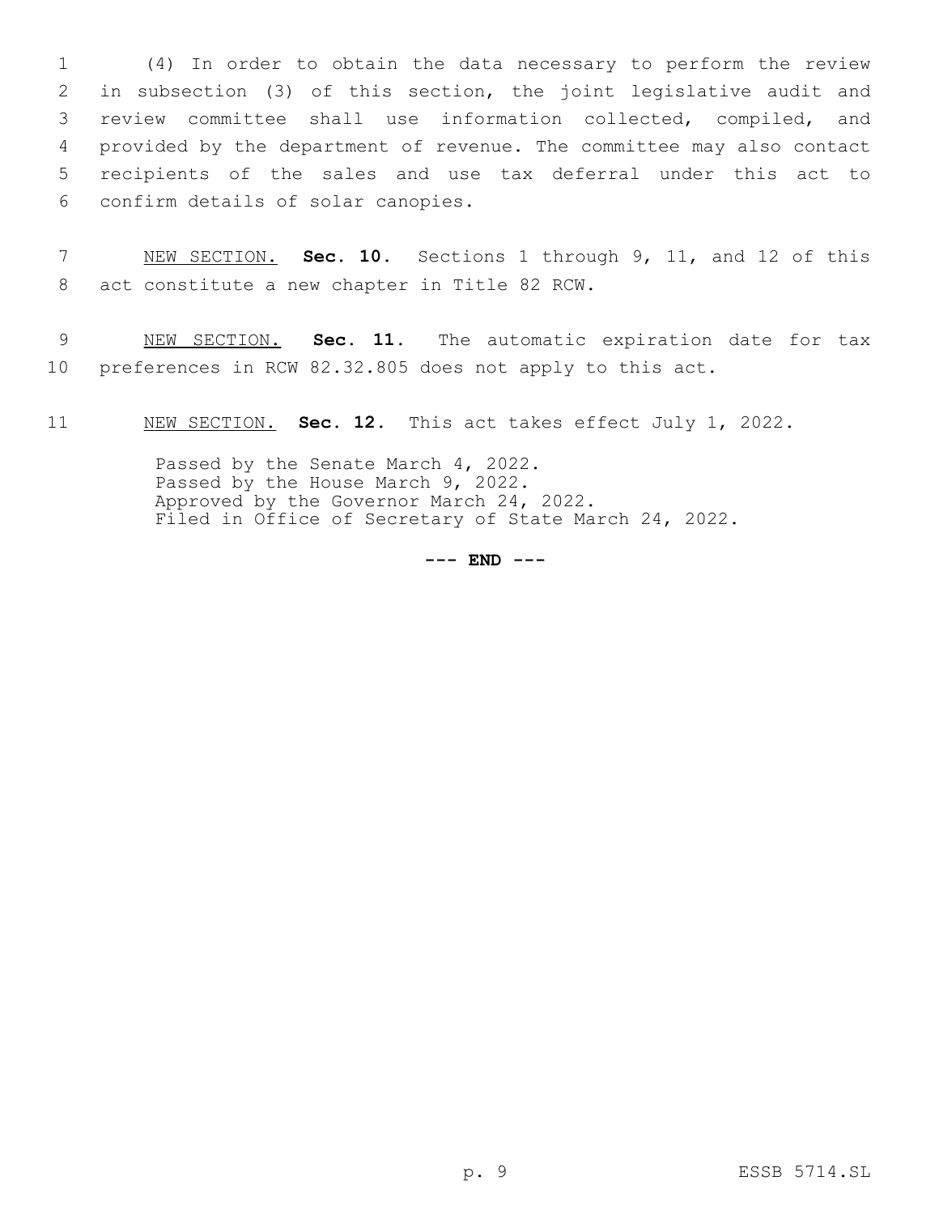(4) In order to obtain the data necessary to perform the review in subsection (3) of this section, the joint legislative audit and review committee shall use information collected, compiled, and provided by the department of revenue. The committee may also contact recipients of the sales and use tax deferral under this act to confirm details of solar canopies.

NEW SECTION. **Sec. 10.** Sections 1 through 9, 11, and 12 of this act constitute a new chapter in Title 82 RCW.

NEW SECTION. **Sec. 11.** The automatic expiration date for tax preferences in RCW 82.32.805 does not apply to this act.

NEW SECTION. **Sec. 12.** This act takes effect July 1, 2022.

Passed by the Senate March 4, 2022.
Passed by the House March 9, 2022.
Approved by the Governor March 24, 2022.
Filed in Office of Secretary of State March 24, 2022.

**--- END ---**